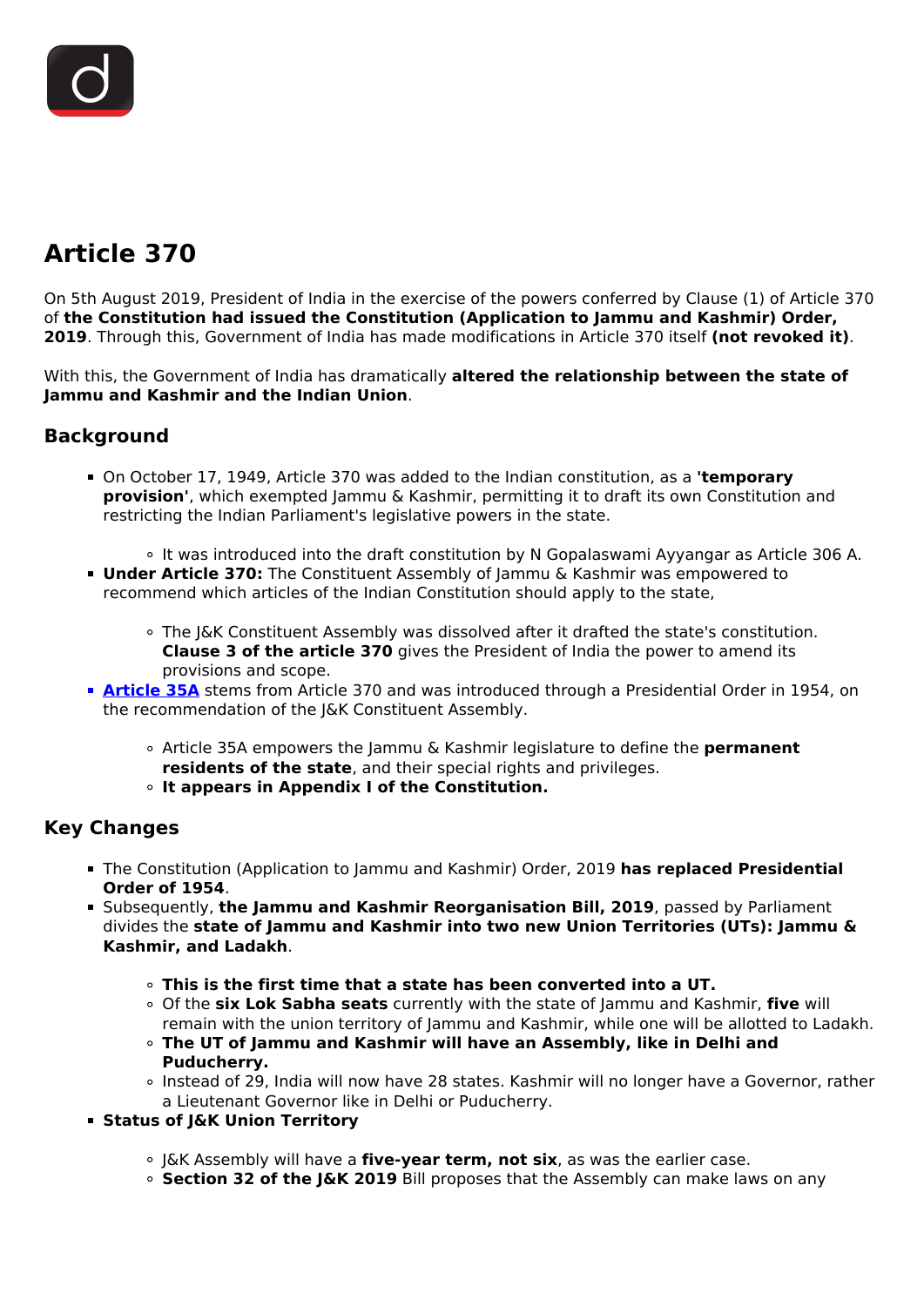# Article 370

On 5th August 2019, President of India in the exercise of the powers conferred by Clause (1) of Article 370 of **the Constitution had issued the Constitution (Application to Jammu and Kashmir) Order, 2019**. Through this, Government of India has made modifications in Article 370 itself **(not revoked it)**.

With this, the Government of India has dramatically **altered the relationship between the state of Jammu and Kashmir and the Indian Union**.

## Background

- On October 17, 1949, Article 370 was added to the Indian constitution, as a **'temporary provision'**, which exempted Jammu & Kashmir, permitting it to draft its own Constitution and restricting the Indian Parliament's legislative powers in the state.
  - It was introduced into the draft constitution by N Gopalaswami Ayyangar as Article 306 A.
- **Under Article 370:** The Constituent Assembly of Jammu & Kashmir was empowered to recommend which articles of the Indian Constitution should apply to the state,
  - The J&K Constituent Assembly was dissolved after it drafted the state's constitution. **Clause 3 of the article 370** gives the President of India the power to amend its provisions and scope.
- **Article 35A** stems from Article 370 and was introduced through a Presidential Order in 1954, on the recommendation of the J&K Constituent Assembly.
  - Article 35A empowers the Jammu & Kashmir legislature to define the **permanent residents of the state**, and their special rights and privileges.
  - **It appears in Appendix I of the Constitution.**

## Key Changes

- The Constitution (Application to Jammu and Kashmir) Order, 2019 **has replaced Presidential Order of 1954**.
- Subsequently, **the Jammu and Kashmir Reorganisation Bill, 2019**, passed by Parliament divides the **state of Jammu and Kashmir into two new Union Territories (UTs): Jammu & Kashmir, and Ladakh**.
  - **This is the first time that a state has been converted into a UT.**
  - Of the **six Lok Sabha seats** currently with the state of Jammu and Kashmir, **five** will remain with the union territory of Jammu and Kashmir, while one will be allotted to Ladakh.
  - **The UT of Jammu and Kashmir will have an Assembly, like in Delhi and Puducherry.**
  - Instead of 29, India will now have 28 states. Kashmir will no longer have a Governor, rather a Lieutenant Governor like in Delhi or Puducherry.
- **Status of J&K Union Territory**
  - J&K Assembly will have a **five-year term, not six**, as was the earlier case.
  - **Section 32 of the J&K 2019** Bill proposes that the Assembly can make laws on any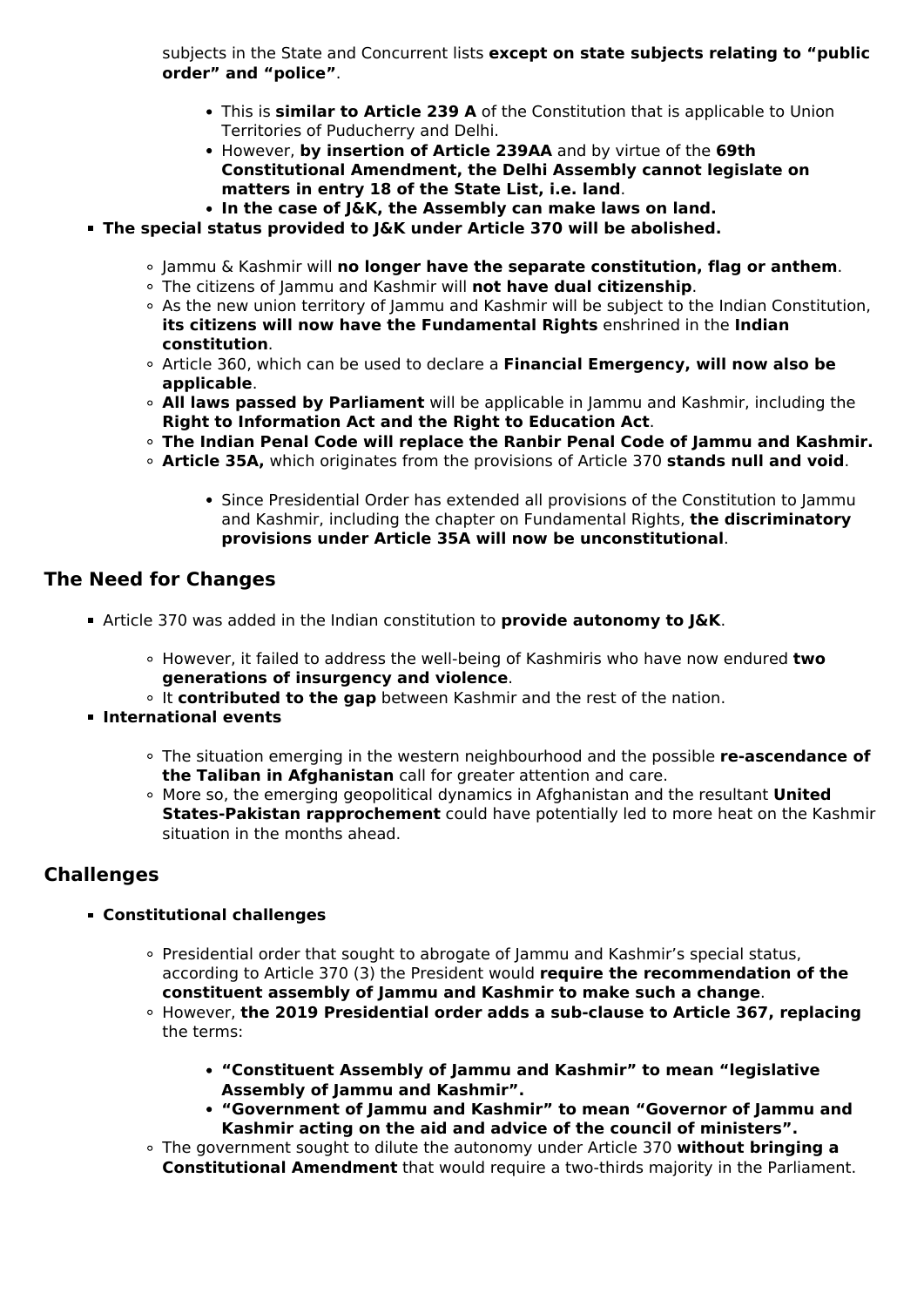subjects in the State and Concurrent lists **except on state subjects relating to "public order" and "police"**.

- This is **similar to Article 239 A** of the Constitution that is applicable to Union Territories of Puducherry and Delhi.
- However, **by insertion of Article 239AA** and by virtue of the **69th Constitutional Amendment, the Delhi Assembly cannot legislate on matters in entry 18 of the State List, i.e. land**.
- **In the case of J&K, the Assembly can make laws on land.**

- **The special status provided to J&K under Article 370 will be abolished.**
  - Jammu & Kashmir will **no longer have the separate constitution, flag or anthem**.
  - The citizens of Jammu and Kashmir will **not have dual citizenship**.
  - As the new union territory of Jammu and Kashmir will be subject to the Indian Constitution, **its citizens will now have the Fundamental Rights** enshrined in the **Indian constitution**.
  - Article 360, which can be used to declare a **Financial Emergency, will now also be applicable**.
  - **All laws passed by Parliament** will be applicable in Jammu and Kashmir, including the **Right to Information Act and the Right to Education Act**.
  - **The Indian Penal Code will replace the Ranbir Penal Code of Jammu and Kashmir.**
  - **Article 35A,** which originates from the provisions of Article 370 **stands null and void**.
    - Since Presidential Order has extended all provisions of the Constitution to Jammu and Kashmir, including the chapter on Fundamental Rights, **the discriminatory provisions under Article 35A will now be unconstitutional**.

## The Need for Changes

- Article 370 was added in the Indian constitution to **provide autonomy to J&K**.
  - However, it failed to address the well-being of Kashmiris who have now endured **two generations of insurgency and violence**.
  - It **contributed to the gap** between Kashmir and the rest of the nation.
- **International events**
  - The situation emerging in the western neighbourhood and the possible **re-ascendance of the Taliban in Afghanistan** call for greater attention and care.
  - More so, the emerging geopolitical dynamics in Afghanistan and the resultant **United States-Pakistan rapprochement** could have potentially led to more heat on the Kashmir situation in the months ahead.

## Challenges

- **Constitutional challenges**
  - Presidential order that sought to abrogate of Jammu and Kashmir's special status, according to Article 370 (3) the President would **require the recommendation of the constituent assembly of Jammu and Kashmir to make such a change**.
  - However, **the 2019 Presidential order adds a sub-clause to Article 367, replacing** the terms:
    - **"Constituent Assembly of Jammu and Kashmir" to mean "legislative Assembly of Jammu and Kashmir".**
    - **"Government of Jammu and Kashmir" to mean "Governor of Jammu and Kashmir acting on the aid and advice of the council of ministers".**
  - The government sought to dilute the autonomy under Article 370 **without bringing a Constitutional Amendment** that would require a two-thirds majority in the Parliament.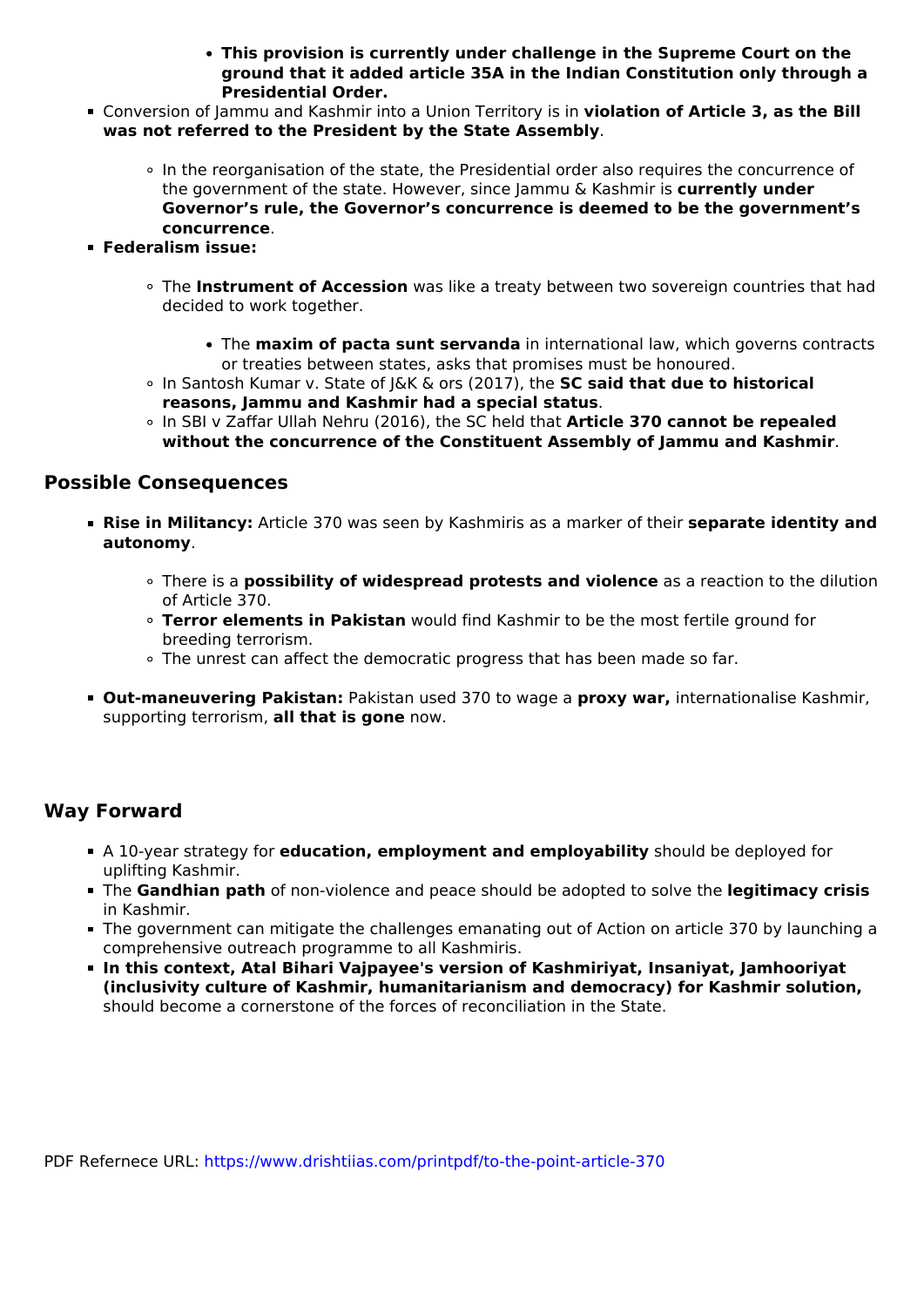- **This provision is currently under challenge in the Supreme Court on the ground that it added article 35A in the Indian Constitution only through a Presidential Order.**
- Conversion of Jammu and Kashmir into a Union Territory is in **violation of Article 3, as the Bill was not referred to the President by the State Assembly**.
    - In the reorganisation of the state, the Presidential order also requires the concurrence of the government of the state. However, since Jammu & Kashmir is **currently under Governor's rule, the Governor's concurrence is deemed to be the government's concurrence**.
- **Federalism issue:**
    - The **Instrument of Accession** was like a treaty between two sovereign countries that had decided to work together.
        - The **maxim of pacta sunt servanda** in international law, which governs contracts or treaties between states, asks that promises must be honoured.
    - In Santosh Kumar v. State of J&K & ors (2017), the **SC said that due to historical reasons, Jammu and Kashmir had a special status**.
    - In SBI v Zaffar Ullah Nehru (2016), the SC held that **Article 370 cannot be repealed without the concurrence of the Constituent Assembly of Jammu and Kashmir**.

## Possible Consequences

- **Rise in Militancy:** Article 370 was seen by Kashmiris as a marker of their **separate identity and autonomy**.
    - There is a **possibility of widespread protests and violence** as a reaction to the dilution of Article 370.
    - **Terror elements in Pakistan** would find Kashmir to be the most fertile ground for breeding terrorism.
    - The unrest can affect the democratic progress that has been made so far.
- **Out-maneuvering Pakistan:** Pakistan used 370 to wage a **proxy war,** internationalise Kashmir, supporting terrorism, **all that is gone** now.

## Way Forward

- A 10-year strategy for **education, employment and employability** should be deployed for uplifting Kashmir.
- The **Gandhian path** of non-violence and peace should be adopted to solve the **legitimacy crisis** in Kashmir.
- The government can mitigate the challenges emanating out of Action on article 370 by launching a comprehensive outreach programme to all Kashmiris.
- **In this context, Atal Bihari Vajpayee's version of Kashmiriyat, Insaniyat, Jamhooriyat (inclusivity culture of Kashmir, humanitarianism and democracy) for Kashmir solution,** should become a cornerstone of the forces of reconciliation in the State.

PDF Refernece URL: https://www.drishtiias.com/printpdf/to-the-point-article-370